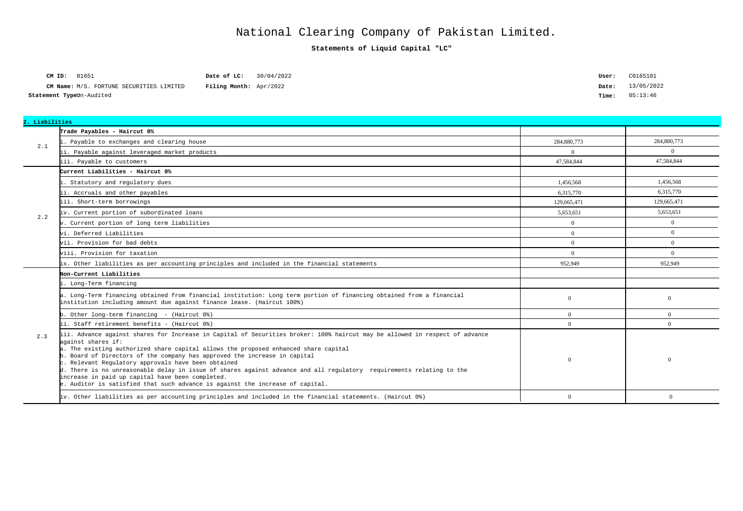# National Clearing Company of Pakistan Limited.

**Statements of Liquid Capital "LC"**

| | | | |
|---|---|---|---|
| **CM ID:** 01651 | **Date of LC:** 30/04/2022 | **User:** | C0165101 |
| **CM Name:** M/S. FORTUNE SECURITIES LIMITED | **Filing Month:** Apr/2022 | **Date:** | 13/05/2022 |
| **Statement Type:** Un-Audited | | **Time:** | 05:13:46 |

| **2. Liabilities** | | | |
|---|---|---|---|
| 2.1 | **Trade Payables - Haircut 0%** | | |
| | i. Payable to exchanges and clearing house | 284,880,773 | 284,880,773 |
| | ii. Payable against leveraged market products | 0 | 0 |
| | iii. Payable to customers | 47,584,844 | 47,584,844 |
| 2.2 | **Current Liabilities - Haircut 0%** | | |
| | i. Statutory and regulatory dues | 1,456,568 | 1,456,568 |
| | ii. Accruals and other payables | 6,315,770 | 6,315,770 |
| | iii. Short-term borrowings | 129,665,471 | 129,665,471 |
| | iv. Current portion of subordinated loans | 5,653,651 | 5,653,651 |
| | v. Current portion of long term liabilities | 0 | 0 |
| | vi. Deferred Liabilities | 0 | 0 |
| | vii. Provision for bad debts | 0 | 0 |
| | viii. Provision for taxation | 0 | 0 |
| | ix. Other liabilities as per accounting principles and included in the financial statements | 952,949 | 952,949 |
| 2.3 | **Non-Current Liabilities** | | |
| | i. Long-Term financing | | |
| | a. Long-Term financing obtained from financial institution: Long term portion of financing obtained from a financial institution including amount due against finance lease. (Haircut 100%) | 0 | 0 |
| | b. Other long-term financing - (Haircut 0%) | 0 | 0 |
| | ii. Staff retirement benefits - (Haircut 0%) | 0 | 0 |
| | iii. Advance against shares for Increase in Capital of Securities broker: 100% haircut may be allowed in respect of advance against shares if:<br>a. The existing authorized share capital allows the proposed enhanced share capital<br>b. Board of Directors of the company has approved the increase in capital<br>c. Relevant Regulatory approvals have been obtained<br>d. There is no unreasonable delay in issue of shares against advance and all regulatory requirements relating to the increase in paid up capital have been completed.<br>e. Auditor is satisfied that such advance is against the increase of capital. | 0 | 0 |
| | iv. Other liabilities as per accounting principles and included in the financial statements. (Haircut 0%) | 0 | 0 |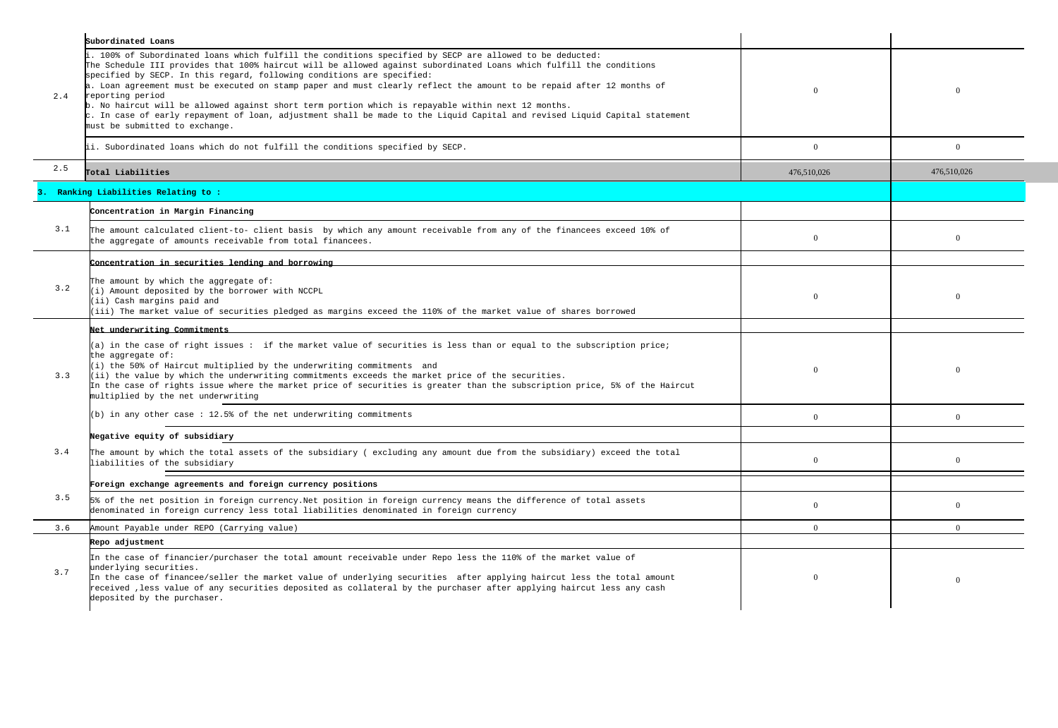| | | | |
|---|---|---|---|
| 2.4 | **Subordinated Loans** | | |
| | i. 100% of Subordinated loans which fulfill the conditions specified by SECP are allowed to be deducted:<br>The Schedule III provides that 100% haircut will be allowed against subordinated Loans which fulfill the conditions specified by SECP. In this regard, following conditions are specified:<br>a. Loan agreement must be executed on stamp paper and must clearly reflect the amount to be repaid after 12 months of reporting period<br>b. No haircut will be allowed against short term portion which is repayable within next 12 months.<br>c. In case of early repayment of loan, adjustment shall be made to the Liquid Capital and revised Liquid Capital statement must be submitted to exchange. | 0 | 0 |
| | ii. Subordinated loans which do not fulfill the conditions specified by SECP. | 0 | 0 |
| 2.5 | **Total Liabilities** | 476,510,026 | 476,510,026 |
| **3.** | **Ranking Liabilities Relating to :** | | |
| 3.1 | **Concentration in Margin Financing** | | |
| | The amount calculated client-to- client basis by which any amount receivable from any of the financees exceed 10% of the aggregate of amounts receivable from total financees. | 0 | 0 |
| 3.2 | **Concentration in securities lending and borrowing** | | |
| | The amount by which the aggregate of:<br>(i) Amount deposited by the borrower with NCCPL<br>(ii) Cash margins paid and<br>(iii) The market value of securities pledged as margins exceed the 110% of the market value of shares borrowed | 0 | 0 |
| 3.3 | **Net underwriting Commitments** | | |
| | (a) in the case of right issues : if the market value of securities is less than or equal to the subscription price; the aggregate of:<br>(i) the 50% of Haircut multiplied by the underwriting commitments and<br>(ii) the value by which the underwriting commitments exceeds the market price of the securities.<br>In the case of rights issue where the market price of securities is greater than the subscription price, 5% of the Haircut multiplied by the net underwriting | 0 | 0 |
| | (b) in any other case : 12.5% of the net underwriting commitments | 0 | 0 |
| 3.4 | **Negative equity of subsidiary** | | |
| | The amount by which the total assets of the subsidiary ( excluding any amount due from the subsidiary) exceed the total liabilities of the subsidiary | 0 | 0 |
| 3.5 | **Foreign exchange agreements and foreign currency positions** | | |
| | 5% of the net position in foreign currency.Net position in foreign currency means the difference of total assets denominated in foreign currency less total liabilities denominated in foreign currency | 0 | 0 |
| 3.6 | Amount Payable under REPO (Carrying value) | 0 | 0 |
| 3.7 | **Repo adjustment** | | |
| | In the case of financier/purchaser the total amount receivable under Repo less the 110% of the market value of underlying securities.<br>In the case of financee/seller the market value of underlying securities after applying haircut less the total amount received ,less value of any securities deposited as collateral by the purchaser after applying haircut less any cash deposited by the purchaser. | 0 | 0 |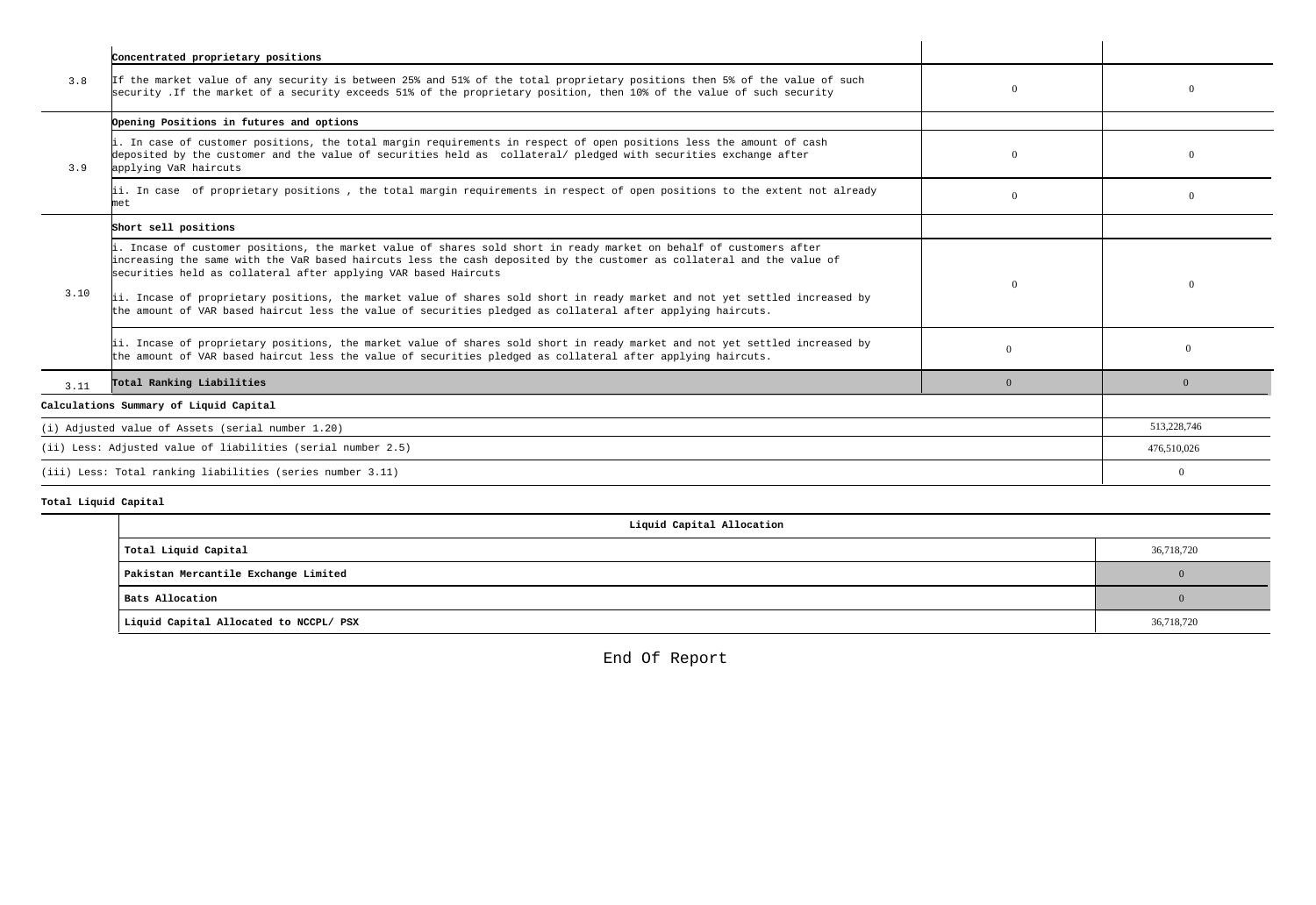| | | | |
|---|---|---|---|
| | **Concentrated proprietary positions** | | |
| 3.8 | If the market value of any security is between 25% and 51% of the total proprietary positions then 5% of the value of such security .If the market of a security exceeds 51% of the proprietary position, then 10% of the value of such security | 0 | 0 |
| | **Opening Positions in futures and options** | | |
| 3.9 | i. In case of customer positions, the total margin requirements in respect of open positions less the amount of cash deposited by the customer and the value of securities held as collateral/ pledged with securities exchange after applying VaR haircuts | 0 | 0 |
| | ii. In case of proprietary positions , the total margin requirements in respect of open positions to the extent not already met | 0 | 0 |
| | **Short sell positions** | | |
| 3.10 | i. Incase of customer positions, the market value of shares sold short in ready market on behalf of customers after increasing the same with the VaR based haircuts less the cash deposited by the customer as collateral and the value of securities held as collateral after applying VAR based Haircuts<br><br>ii. Incase of proprietary positions, the market value of shares sold short in ready market and not yet settled increased by the amount of VAR based haircut less the value of securities pledged as collateral after applying haircuts. | 0 | 0 |
| | ii. Incase of proprietary positions, the market value of shares sold short in ready market and not yet settled increased by the amount of VAR based haircut less the value of securities pledged as collateral after applying haircuts. | 0 | 0 |
| 3.11 | **Total Ranking Liabilities** | 0 | 0 |

| | |
|---|---|
| **Calculations Summary of Liquid Capital** | |
| (i) Adjusted value of Assets (serial number 1.20) | 513,228,746 |
| (ii) Less: Adjusted value of liabilities (serial number 2.5) | 476,510,026 |
| (iii) Less: Total ranking liabilities (series number 3.11) | 0 |

**Total Liquid Capital**

| **Liquid Capital Allocation** | |
|---|---|
| **Total Liquid Capital** | 36,718,720 |
| **Pakistan Mercantile Exchange Limited** | 0 |
| **Bats Allocation** | 0 |
| **Liquid Capital Allocated to NCCPL/ PSX** | 36,718,720 |

End Of Report